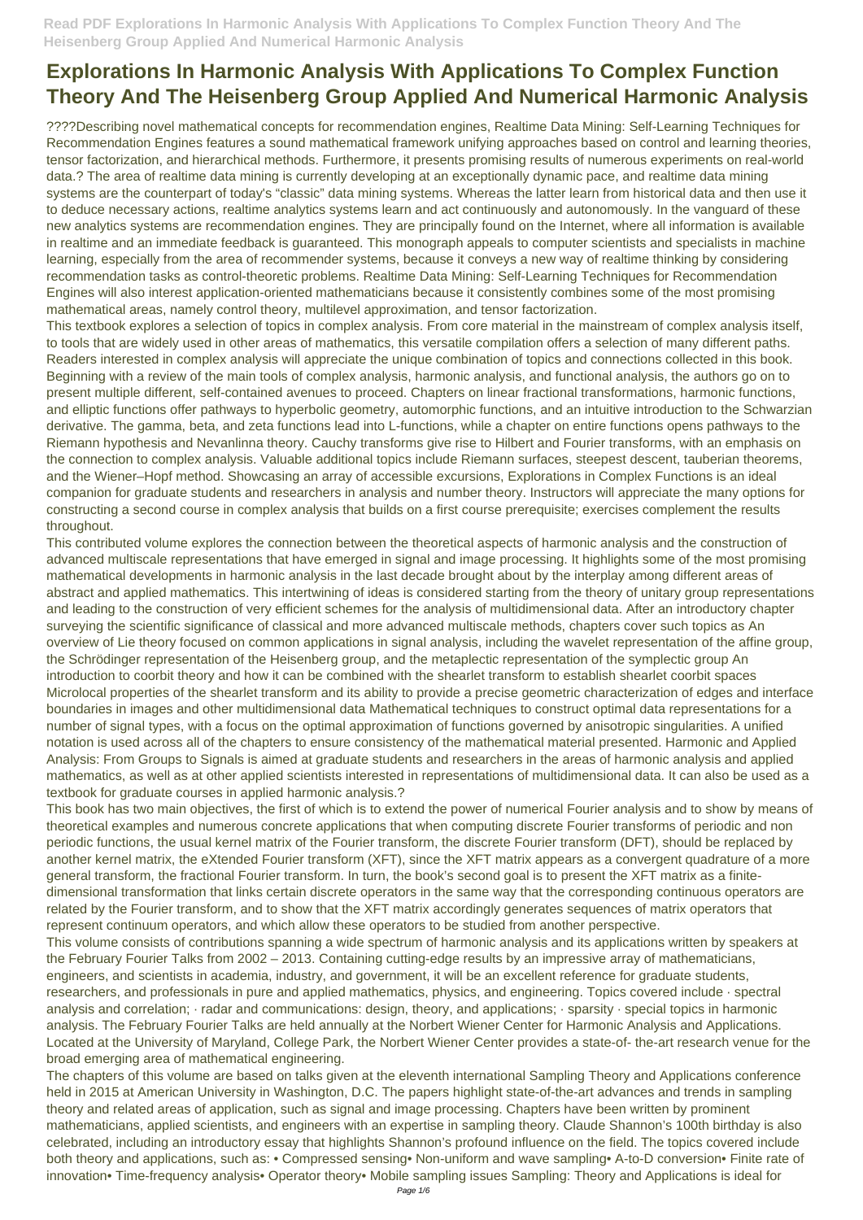# Explorations In Harmonic Analysis With Applications To Complex Function Theory And The Heisenberg Group Applied And Numerical Harmonic Analysis

????Describing novel mathematical concepts for recommendation engines, Realtime Data Mining: Self-Learning Techniques for Recommendation Engines features a sound mathematical framework unifying approaches based on control and learning theories, tensor factorization, and hierarchical methods. Furthermore, it presents promising results of numerous experiments on real-world data.? The area of realtime data mining is currently developing at an exceptionally dynamic pace, and realtime data mining systems are the counterpart of today's "classic" data mining systems. Whereas the latter learn from historical data and then use it to deduce necessary actions, realtime analytics systems learn and act continuously and autonomously. In the vanguard of these new analytics systems are recommendation engines. They are principally found on the Internet, where all information is available in realtime and an immediate feedback is guaranteed. This monograph appeals to computer scientists and specialists in machine learning, especially from the area of recommender systems, because it conveys a new way of realtime thinking by considering recommendation tasks as control-theoretic problems. Realtime Data Mining: Self-Learning Techniques for Recommendation Engines will also interest application-oriented mathematicians because it consistently combines some of the most promising mathematical areas, namely control theory, multilevel approximation, and tensor factorization.

This textbook explores a selection of topics in complex analysis. From core material in the mainstream of complex analysis itself, to tools that are widely used in other areas of mathematics, this versatile compilation offers a selection of many different paths. Readers interested in complex analysis will appreciate the unique combination of topics and connections collected in this book. Beginning with a review of the main tools of complex analysis, harmonic analysis, and functional analysis, the authors go on to present multiple different, self-contained avenues to proceed. Chapters on linear fractional transformations, harmonic functions, and elliptic functions offer pathways to hyperbolic geometry, automorphic functions, and an intuitive introduction to the Schwarzian derivative. The gamma, beta, and zeta functions lead into L-functions, while a chapter on entire functions opens pathways to the Riemann hypothesis and Nevanlinna theory. Cauchy transforms give rise to Hilbert and Fourier transforms, with an emphasis on the connection to complex analysis. Valuable additional topics include Riemann surfaces, steepest descent, tauberian theorems, and the Wiener–Hopf method. Showcasing an array of accessible excursions, Explorations in Complex Functions is an ideal companion for graduate students and researchers in analysis and number theory. Instructors will appreciate the many options for constructing a second course in complex analysis that builds on a first course prerequisite; exercises complement the results throughout.

This contributed volume explores the connection between the theoretical aspects of harmonic analysis and the construction of advanced multiscale representations that have emerged in signal and image processing. It highlights some of the most promising mathematical developments in harmonic analysis in the last decade brought about by the interplay among different areas of abstract and applied mathematics. This intertwining of ideas is considered starting from the theory of unitary group representations and leading to the construction of very efficient schemes for the analysis of multidimensional data. After an introductory chapter surveying the scientific significance of classical and more advanced multiscale methods, chapters cover such topics as An overview of Lie theory focused on common applications in signal analysis, including the wavelet representation of the affine group, the Schrödinger representation of the Heisenberg group, and the metaplectic representation of the symplectic group An introduction to coorbit theory and how it can be combined with the shearlet transform to establish shearlet coorbit spaces Microlocal properties of the shearlet transform and its ability to provide a precise geometric characterization of edges and interface boundaries in images and other multidimensional data Mathematical techniques to construct optimal data representations for a number of signal types, with a focus on the optimal approximation of functions governed by anisotropic singularities. A unified notation is used across all of the chapters to ensure consistency of the mathematical material presented. Harmonic and Applied Analysis: From Groups to Signals is aimed at graduate students and researchers in the areas of harmonic analysis and applied mathematics, as well as at other applied scientists interested in representations of multidimensional data. It can also be used as a textbook for graduate courses in applied harmonic analysis.?

This book has two main objectives, the first of which is to extend the power of numerical Fourier analysis and to show by means of theoretical examples and numerous concrete applications that when computing discrete Fourier transforms of periodic and non periodic functions, the usual kernel matrix of the Fourier transform, the discrete Fourier transform (DFT), should be replaced by another kernel matrix, the eXtended Fourier transform (XFT), since the XFT matrix appears as a convergent quadrature of a more general transform, the fractional Fourier transform. In turn, the book's second goal is to present the XFT matrix as a finite-dimensional transformation that links certain discrete operators in the same way that the corresponding continuous operators are related by the Fourier transform, and to show that the XFT matrix accordingly generates sequences of matrix operators that represent continuum operators, and which allow these operators to be studied from another perspective.

This volume consists of contributions spanning a wide spectrum of harmonic analysis and its applications written by speakers at the February Fourier Talks from 2002 – 2013. Containing cutting-edge results by an impressive array of mathematicians, engineers, and scientists in academia, industry, and government, it will be an excellent reference for graduate students, researchers, and professionals in pure and applied mathematics, physics, and engineering. Topics covered include · spectral analysis and correlation; · radar and communications: design, theory, and applications; · sparsity · special topics in harmonic analysis. The February Fourier Talks are held annually at the Norbert Wiener Center for Harmonic Analysis and Applications. Located at the University of Maryland, College Park, the Norbert Wiener Center provides a state-of- the-art research venue for the broad emerging area of mathematical engineering.

The chapters of this volume are based on talks given at the eleventh international Sampling Theory and Applications conference held in 2015 at American University in Washington, D.C. The papers highlight state-of-the-art advances and trends in sampling theory and related areas of application, such as signal and image processing. Chapters have been written by prominent mathematicians, applied scientists, and engineers with an expertise in sampling theory. Claude Shannon's 100th birthday is also celebrated, including an introductory essay that highlights Shannon's profound influence on the field. The topics covered include both theory and applications, such as: • Compressed sensing• Non-uniform and wave sampling• A-to-D conversion• Finite rate of innovation• Time-frequency analysis• Operator theory• Mobile sampling issues Sampling: Theory and Applications is ideal for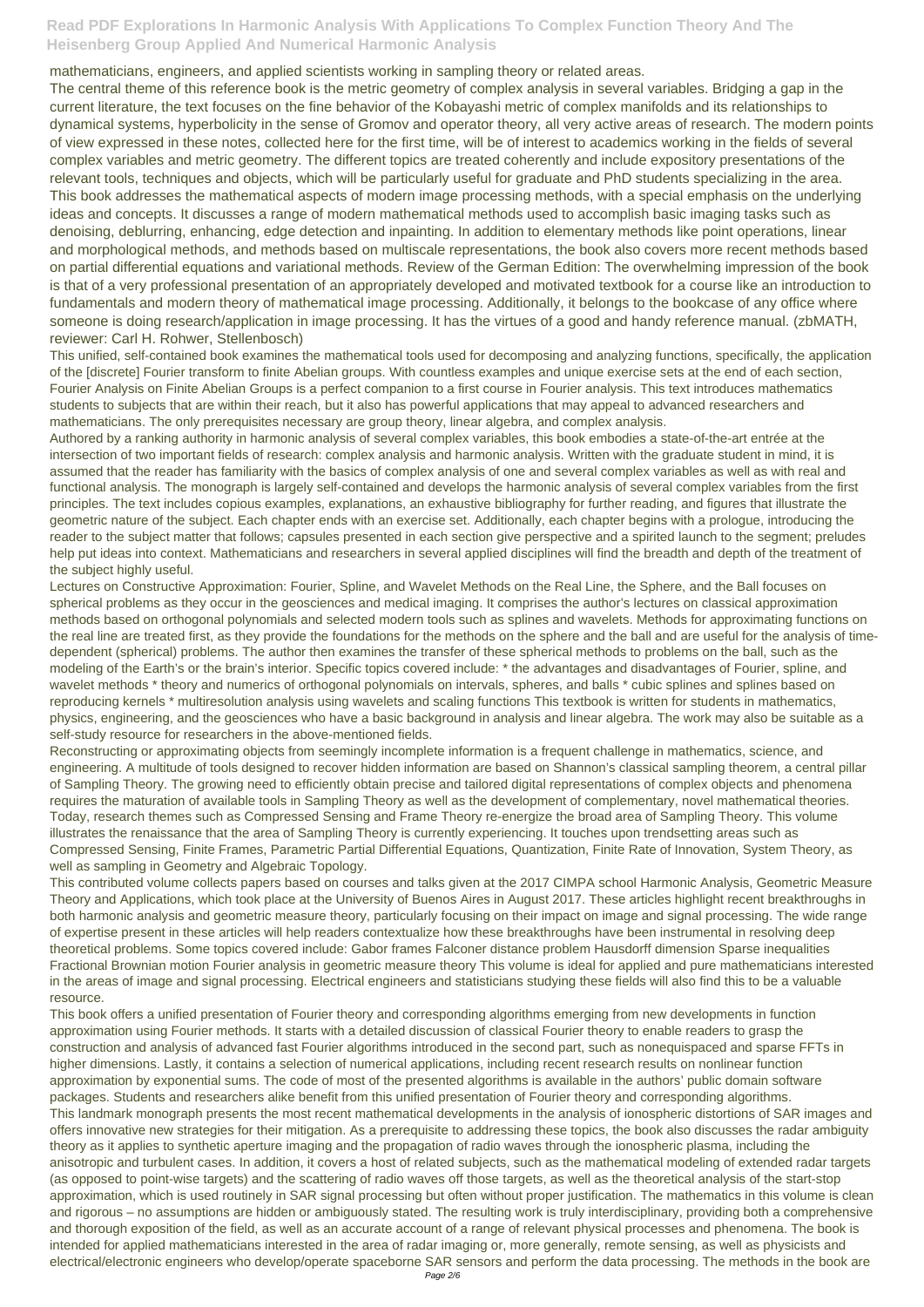mathematicians, engineers, and applied scientists working in sampling theory or related areas.

The central theme of this reference book is the metric geometry of complex analysis in several variables. Bridging a gap in the current literature, the text focuses on the fine behavior of the Kobayashi metric of complex manifolds and its relationships to dynamical systems, hyperbolicity in the sense of Gromov and operator theory, all very active areas of research. The modern points of view expressed in these notes, collected here for the first time, will be of interest to academics working in the fields of several complex variables and metric geometry. The different topics are treated coherently and include expository presentations of the relevant tools, techniques and objects, which will be particularly useful for graduate and PhD students specializing in the area.

This book addresses the mathematical aspects of modern image processing methods, with a special emphasis on the underlying ideas and concepts. It discusses a range of modern mathematical methods used to accomplish basic imaging tasks such as denoising, deblurring, enhancing, edge detection and inpainting. In addition to elementary methods like point operations, linear and morphological methods, and methods based on multiscale representations, the book also covers more recent methods based on partial differential equations and variational methods. Review of the German Edition: The overwhelming impression of the book is that of a very professional presentation of an appropriately developed and motivated textbook for a course like an introduction to fundamentals and modern theory of mathematical image processing. Additionally, it belongs to the bookcase of any office where someone is doing research/application in image processing. It has the virtues of a good and handy reference manual. (zbMATH, reviewer: Carl H. Rohwer, Stellenbosch)

This unified, self-contained book examines the mathematical tools used for decomposing and analyzing functions, specifically, the application of the [discrete] Fourier transform to finite Abelian groups. With countless examples and unique exercise sets at the end of each section, Fourier Analysis on Finite Abelian Groups is a perfect companion to a first course in Fourier analysis. This text introduces mathematics students to subjects that are within their reach, but it also has powerful applications that may appeal to advanced researchers and mathematicians. The only prerequisites necessary are group theory, linear algebra, and complex analysis.

Authored by a ranking authority in harmonic analysis of several complex variables, this book embodies a state-of-the-art entrée at the intersection of two important fields of research: complex analysis and harmonic analysis. Written with the graduate student in mind, it is assumed that the reader has familiarity with the basics of complex analysis of one and several complex variables as well as with real and functional analysis. The monograph is largely self-contained and develops the harmonic analysis of several complex variables from the first principles. The text includes copious examples, explanations, an exhaustive bibliography for further reading, and figures that illustrate the geometric nature of the subject. Each chapter ends with an exercise set. Additionally, each chapter begins with a prologue, introducing the reader to the subject matter that follows; capsules presented in each section give perspective and a spirited launch to the segment; preludes help put ideas into context. Mathematicians and researchers in several applied disciplines will find the breadth and depth of the treatment of the subject highly useful.

Lectures on Constructive Approximation: Fourier, Spline, and Wavelet Methods on the Real Line, the Sphere, and the Ball focuses on spherical problems as they occur in the geosciences and medical imaging. It comprises the author's lectures on classical approximation methods based on orthogonal polynomials and selected modern tools such as splines and wavelets. Methods for approximating functions on the real line are treated first, as they provide the foundations for the methods on the sphere and the ball and are useful for the analysis of time-dependent (spherical) problems. The author then examines the transfer of these spherical methods to problems on the ball, such as the modeling of the Earth's or the brain's interior. Specific topics covered include: * the advantages and disadvantages of Fourier, spline, and wavelet methods * theory and numerics of orthogonal polynomials on intervals, spheres, and balls * cubic splines and splines based on reproducing kernels * multiresolution analysis using wavelets and scaling functions This textbook is written for students in mathematics, physics, engineering, and the geosciences who have a basic background in analysis and linear algebra. The work may also be suitable as a self-study resource for researchers in the above-mentioned fields.

Reconstructing or approximating objects from seemingly incomplete information is a frequent challenge in mathematics, science, and engineering. A multitude of tools designed to recover hidden information are based on Shannon's classical sampling theorem, a central pillar of Sampling Theory. The growing need to efficiently obtain precise and tailored digital representations of complex objects and phenomena requires the maturation of available tools in Sampling Theory as well as the development of complementary, novel mathematical theories. Today, research themes such as Compressed Sensing and Frame Theory re-energize the broad area of Sampling Theory. This volume illustrates the renaissance that the area of Sampling Theory is currently experiencing. It touches upon trendsetting areas such as Compressed Sensing, Finite Frames, Parametric Partial Differential Equations, Quantization, Finite Rate of Innovation, System Theory, as well as sampling in Geometry and Algebraic Topology.

This contributed volume collects papers based on courses and talks given at the 2017 CIMPA school Harmonic Analysis, Geometric Measure Theory and Applications, which took place at the University of Buenos Aires in August 2017. These articles highlight recent breakthroughs in both harmonic analysis and geometric measure theory, particularly focusing on their impact on image and signal processing. The wide range of expertise present in these articles will help readers contextualize how these breakthroughs have been instrumental in resolving deep theoretical problems. Some topics covered include: Gabor frames Falconer distance problem Hausdorff dimension Sparse inequalities Fractional Brownian motion Fourier analysis in geometric measure theory This volume is ideal for applied and pure mathematicians interested in the areas of image and signal processing. Electrical engineers and statisticians studying these fields will also find this to be a valuable resource.

This book offers a unified presentation of Fourier theory and corresponding algorithms emerging from new developments in function approximation using Fourier methods. It starts with a detailed discussion of classical Fourier theory to enable readers to grasp the construction and analysis of advanced fast Fourier algorithms introduced in the second part, such as nonequispaced and sparse FFTs in higher dimensions. Lastly, it contains a selection of numerical applications, including recent research results on nonlinear function approximation by exponential sums. The code of most of the presented algorithms is available in the authors' public domain software packages. Students and researchers alike benefit from this unified presentation of Fourier theory and corresponding algorithms.

This landmark monograph presents the most recent mathematical developments in the analysis of ionospheric distortions of SAR images and offers innovative new strategies for their mitigation. As a prerequisite to addressing these topics, the book also discusses the radar ambiguity theory as it applies to synthetic aperture imaging and the propagation of radio waves through the ionospheric plasma, including the anisotropic and turbulent cases. In addition, it covers a host of related subjects, such as the mathematical modeling of extended radar targets (as opposed to point-wise targets) and the scattering of radio waves off those targets, as well as the theoretical analysis of the start-stop approximation, which is used routinely in SAR signal processing but often without proper justification. The mathematics in this volume is clean and rigorous – no assumptions are hidden or ambiguously stated. The resulting work is truly interdisciplinary, providing both a comprehensive and thorough exposition of the field, as well as an accurate account of a range of relevant physical processes and phenomena. The book is intended for applied mathematicians interested in the area of radar imaging or, more generally, remote sensing, as well as physicists and electrical/electronic engineers who develop/operate spaceborne SAR sensors and perform the data processing. The methods in the book are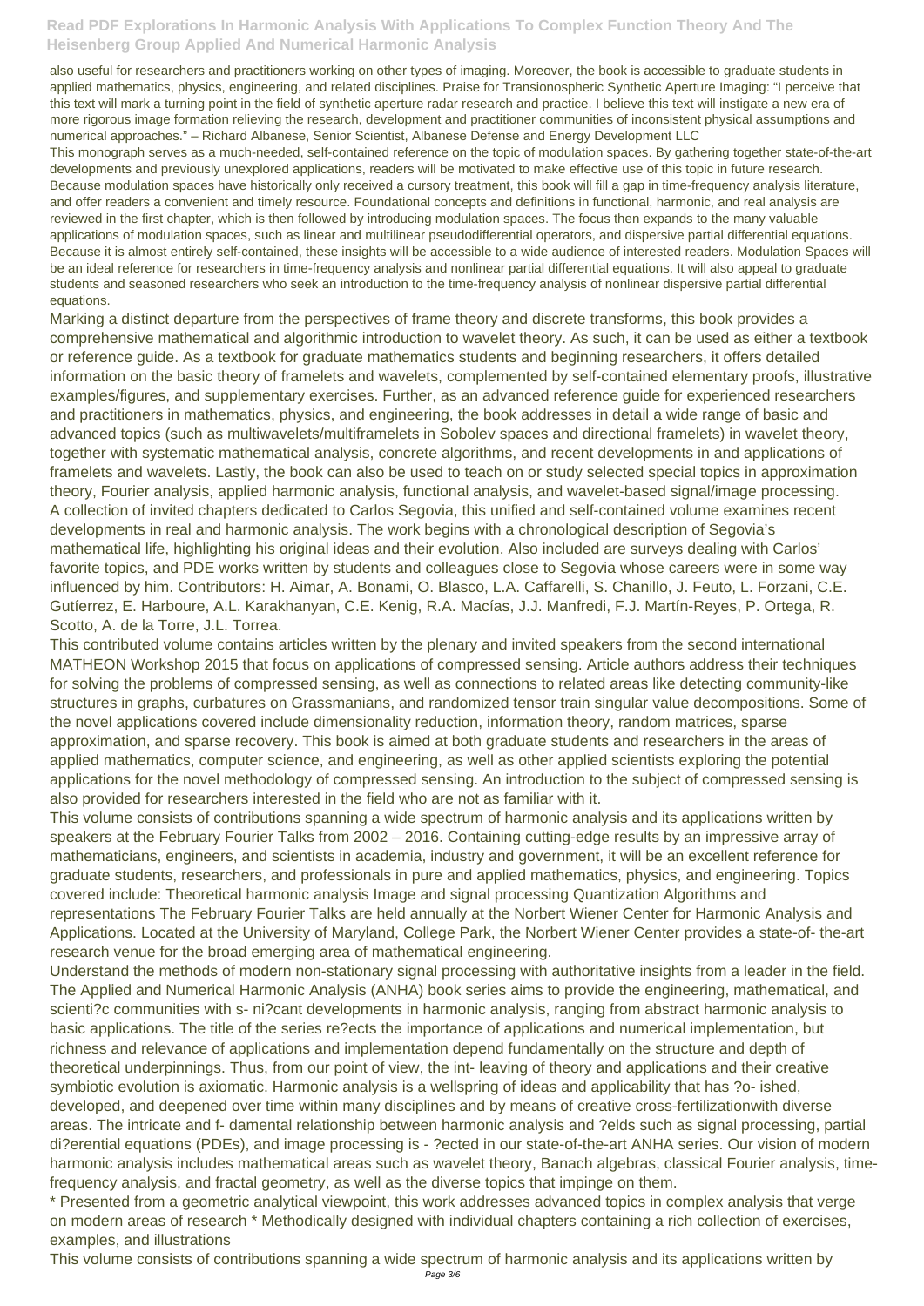also useful for researchers and practitioners working on other types of imaging. Moreover, the book is accessible to graduate students in applied mathematics, physics, engineering, and related disciplines. Praise for Transionospheric Synthetic Aperture Imaging: "I perceive that this text will mark a turning point in the field of synthetic aperture radar research and practice. I believe this text will instigate a new era of more rigorous image formation relieving the research, development and practitioner communities of inconsistent physical assumptions and numerical approaches." – Richard Albanese, Senior Scientist, Albanese Defense and Energy Development LLC

This monograph serves as a much-needed, self-contained reference on the topic of modulation spaces. By gathering together state-of-the-art developments and previously unexplored applications, readers will be motivated to make effective use of this topic in future research. Because modulation spaces have historically only received a cursory treatment, this book will fill a gap in time-frequency analysis literature, and offer readers a convenient and timely resource. Foundational concepts and definitions in functional, harmonic, and real analysis are reviewed in the first chapter, which is then followed by introducing modulation spaces. The focus then expands to the many valuable applications of modulation spaces, such as linear and multilinear pseudodifferential operators, and dispersive partial differential equations. Because it is almost entirely self-contained, these insights will be accessible to a wide audience of interested readers. Modulation Spaces will be an ideal reference for researchers in time-frequency analysis and nonlinear partial differential equations. It will also appeal to graduate students and seasoned researchers who seek an introduction to the time-frequency analysis of nonlinear dispersive partial differential equations.

Marking a distinct departure from the perspectives of frame theory and discrete transforms, this book provides a comprehensive mathematical and algorithmic introduction to wavelet theory. As such, it can be used as either a textbook or reference guide. As a textbook for graduate mathematics students and beginning researchers, it offers detailed information on the basic theory of framelets and wavelets, complemented by self-contained elementary proofs, illustrative examples/figures, and supplementary exercises. Further, as an advanced reference guide for experienced researchers and practitioners in mathematics, physics, and engineering, the book addresses in detail a wide range of basic and advanced topics (such as multiwavelets/multiframelets in Sobolev spaces and directional framelets) in wavelet theory, together with systematic mathematical analysis, concrete algorithms, and recent developments in and applications of framelets and wavelets. Lastly, the book can also be used to teach on or study selected special topics in approximation theory, Fourier analysis, applied harmonic analysis, functional analysis, and wavelet-based signal/image processing.

A collection of invited chapters dedicated to Carlos Segovia, this unified and self-contained volume examines recent developments in real and harmonic analysis. The work begins with a chronological description of Segovia's mathematical life, highlighting his original ideas and their evolution. Also included are surveys dealing with Carlos' favorite topics, and PDE works written by students and colleagues close to Segovia whose careers were in some way influenced by him. Contributors: H. Aimar, A. Bonami, O. Blasco, L.A. Caffarelli, S. Chanillo, J. Feuto, L. Forzani, C.E. Gutíerrez, E. Harboure, A.L. Karakhanyan, C.E. Kenig, R.A. Macías, J.J. Manfredi, F.J. Martín-Reyes, P. Ortega, R. Scotto, A. de la Torre, J.L. Torrea.

This contributed volume contains articles written by the plenary and invited speakers from the second international MATHEON Workshop 2015 that focus on applications of compressed sensing. Article authors address their techniques for solving the problems of compressed sensing, as well as connections to related areas like detecting community-like structures in graphs, curbatures on Grassmanians, and randomized tensor train singular value decompositions. Some of the novel applications covered include dimensionality reduction, information theory, random matrices, sparse approximation, and sparse recovery. This book is aimed at both graduate students and researchers in the areas of applied mathematics, computer science, and engineering, as well as other applied scientists exploring the potential applications for the novel methodology of compressed sensing. An introduction to the subject of compressed sensing is also provided for researchers interested in the field who are not as familiar with it.

This volume consists of contributions spanning a wide spectrum of harmonic analysis and its applications written by speakers at the February Fourier Talks from 2002 – 2016. Containing cutting-edge results by an impressive array of mathematicians, engineers, and scientists in academia, industry and government, it will be an excellent reference for graduate students, researchers, and professionals in pure and applied mathematics, physics, and engineering. Topics covered include: Theoretical harmonic analysis Image and signal processing Quantization Algorithms and representations The February Fourier Talks are held annually at the Norbert Wiener Center for Harmonic Analysis and Applications. Located at the University of Maryland, College Park, the Norbert Wiener Center provides a state-of- the-art research venue for the broad emerging area of mathematical engineering.

Understand the methods of modern non-stationary signal processing with authoritative insights from a leader in the field. The Applied and Numerical Harmonic Analysis (ANHA) book series aims to provide the engineering, mathematical, and scienti?c communities with s- ni?cant developments in harmonic analysis, ranging from abstract harmonic analysis to basic applications. The title of the series re?ects the importance of applications and numerical implementation, but richness and relevance of applications and implementation depend fundamentally on the structure and depth of theoretical underpinnings. Thus, from our point of view, the int- leaving of theory and applications and their creative symbiotic evolution is axiomatic. Harmonic analysis is a wellspring of ideas and applicability that has ?o- ished, developed, and deepened over time within many disciplines and by means of creative cross-fertilizationwith diverse areas. The intricate and f- damental relationship between harmonic analysis and ?elds such as signal processing, partial di?erential equations (PDEs), and image processing is - ?ected in our state-of-the-art ANHA series. Our vision of modern harmonic analysis includes mathematical areas such as wavelet theory, Banach algebras, classical Fourier analysis, time-frequency analysis, and fractal geometry, as well as the diverse topics that impinge on them.

* Presented from a geometric analytical viewpoint, this work addresses advanced topics in complex analysis that verge on modern areas of research * Methodically designed with individual chapters containing a rich collection of exercises, examples, and illustrations

This volume consists of contributions spanning a wide spectrum of harmonic analysis and its applications written by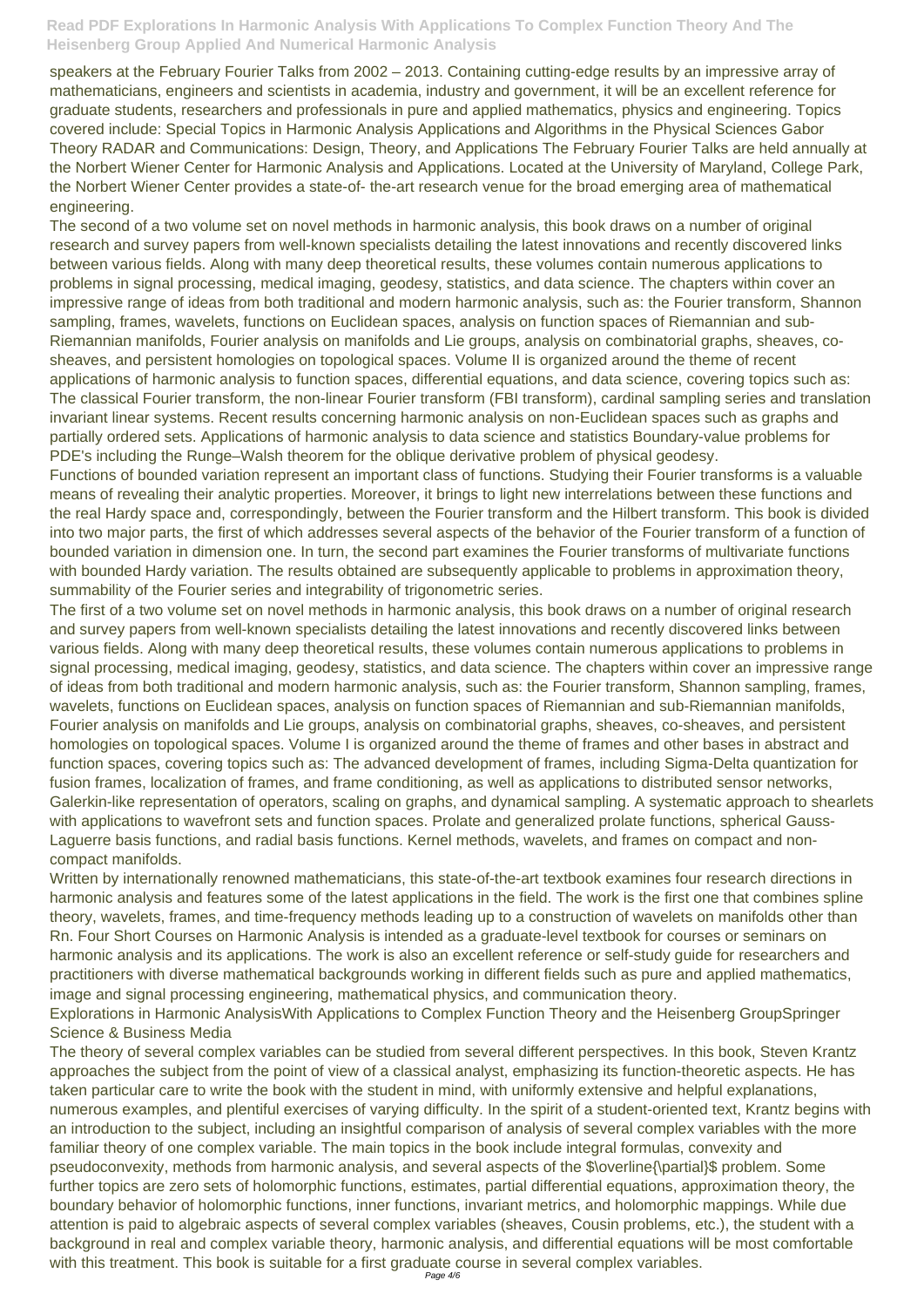speakers at the February Fourier Talks from 2002 – 2013. Containing cutting-edge results by an impressive array of mathematicians, engineers and scientists in academia, industry and government, it will be an excellent reference for graduate students, researchers and professionals in pure and applied mathematics, physics and engineering. Topics covered include: Special Topics in Harmonic Analysis Applications and Algorithms in the Physical Sciences Gabor Theory RADAR and Communications: Design, Theory, and Applications The February Fourier Talks are held annually at the Norbert Wiener Center for Harmonic Analysis and Applications. Located at the University of Maryland, College Park, the Norbert Wiener Center provides a state-of- the-art research venue for the broad emerging area of mathematical engineering.

The second of a two volume set on novel methods in harmonic analysis, this book draws on a number of original research and survey papers from well-known specialists detailing the latest innovations and recently discovered links between various fields. Along with many deep theoretical results, these volumes contain numerous applications to problems in signal processing, medical imaging, geodesy, statistics, and data science. The chapters within cover an impressive range of ideas from both traditional and modern harmonic analysis, such as: the Fourier transform, Shannon sampling, frames, wavelets, functions on Euclidean spaces, analysis on function spaces of Riemannian and sub-Riemannian manifolds, Fourier analysis on manifolds and Lie groups, analysis on combinatorial graphs, sheaves, co-sheaves, and persistent homologies on topological spaces. Volume II is organized around the theme of recent applications of harmonic analysis to function spaces, differential equations, and data science, covering topics such as: The classical Fourier transform, the non-linear Fourier transform (FBI transform), cardinal sampling series and translation invariant linear systems. Recent results concerning harmonic analysis on non-Euclidean spaces such as graphs and partially ordered sets. Applications of harmonic analysis to data science and statistics Boundary-value problems for PDE's including the Runge–Walsh theorem for the oblique derivative problem of physical geodesy.

Functions of bounded variation represent an important class of functions. Studying their Fourier transforms is a valuable means of revealing their analytic properties. Moreover, it brings to light new interrelations between these functions and the real Hardy space and, correspondingly, between the Fourier transform and the Hilbert transform. This book is divided into two major parts, the first of which addresses several aspects of the behavior of the Fourier transform of a function of bounded variation in dimension one. In turn, the second part examines the Fourier transforms of multivariate functions with bounded Hardy variation. The results obtained are subsequently applicable to problems in approximation theory, summability of the Fourier series and integrability of trigonometric series.

The first of a two volume set on novel methods in harmonic analysis, this book draws on a number of original research and survey papers from well-known specialists detailing the latest innovations and recently discovered links between various fields. Along with many deep theoretical results, these volumes contain numerous applications to problems in signal processing, medical imaging, geodesy, statistics, and data science. The chapters within cover an impressive range of ideas from both traditional and modern harmonic analysis, such as: the Fourier transform, Shannon sampling, frames, wavelets, functions on Euclidean spaces, analysis on function spaces of Riemannian and sub-Riemannian manifolds, Fourier analysis on manifolds and Lie groups, analysis on combinatorial graphs, sheaves, co-sheaves, and persistent homologies on topological spaces. Volume I is organized around the theme of frames and other bases in abstract and function spaces, covering topics such as: The advanced development of frames, including Sigma-Delta quantization for fusion frames, localization of frames, and frame conditioning, as well as applications to distributed sensor networks, Galerkin-like representation of operators, scaling on graphs, and dynamical sampling. A systematic approach to shearlets with applications to wavefront sets and function spaces. Prolate and generalized prolate functions, spherical Gauss-Laguerre basis functions, and radial basis functions. Kernel methods, wavelets, and frames on compact and non-compact manifolds.

Written by internationally renowned mathematicians, this state-of-the-art textbook examines four research directions in harmonic analysis and features some of the latest applications in the field. The work is the first one that combines spline theory, wavelets, frames, and time-frequency methods leading up to a construction of wavelets on manifolds other than Rn. Four Short Courses on Harmonic Analysis is intended as a graduate-level textbook for courses or seminars on harmonic analysis and its applications. The work is also an excellent reference or self-study guide for researchers and practitioners with diverse mathematical backgrounds working in different fields such as pure and applied mathematics, image and signal processing engineering, mathematical physics, and communication theory.

Explorations in Harmonic AnalysisWith Applications to Complex Function Theory and the Heisenberg GroupSpringer Science & Business Media

The theory of several complex variables can be studied from several different perspectives. In this book, Steven Krantz approaches the subject from the point of view of a classical analyst, emphasizing its function-theoretic aspects. He has taken particular care to write the book with the student in mind, with uniformly extensive and helpful explanations, numerous examples, and plentiful exercises of varying difficulty. In the spirit of a student-oriented text, Krantz begins with an introduction to the subject, including an insightful comparison of analysis of several complex variables with the more familiar theory of one complex variable. The main topics in the book include integral formulas, convexity and pseudoconvexity, methods from harmonic analysis, and several aspects of the $\overline{\partial}$ problem. Some further topics are zero sets of holomorphic functions, estimates, partial differential equations, approximation theory, the boundary behavior of holomorphic functions, inner functions, invariant metrics, and holomorphic mappings. While due attention is paid to algebraic aspects of several complex variables (sheaves, Cousin problems, etc.), the student with a background in real and complex variable theory, harmonic analysis, and differential equations will be most comfortable with this treatment. This book is suitable for a first graduate course in several complex variables.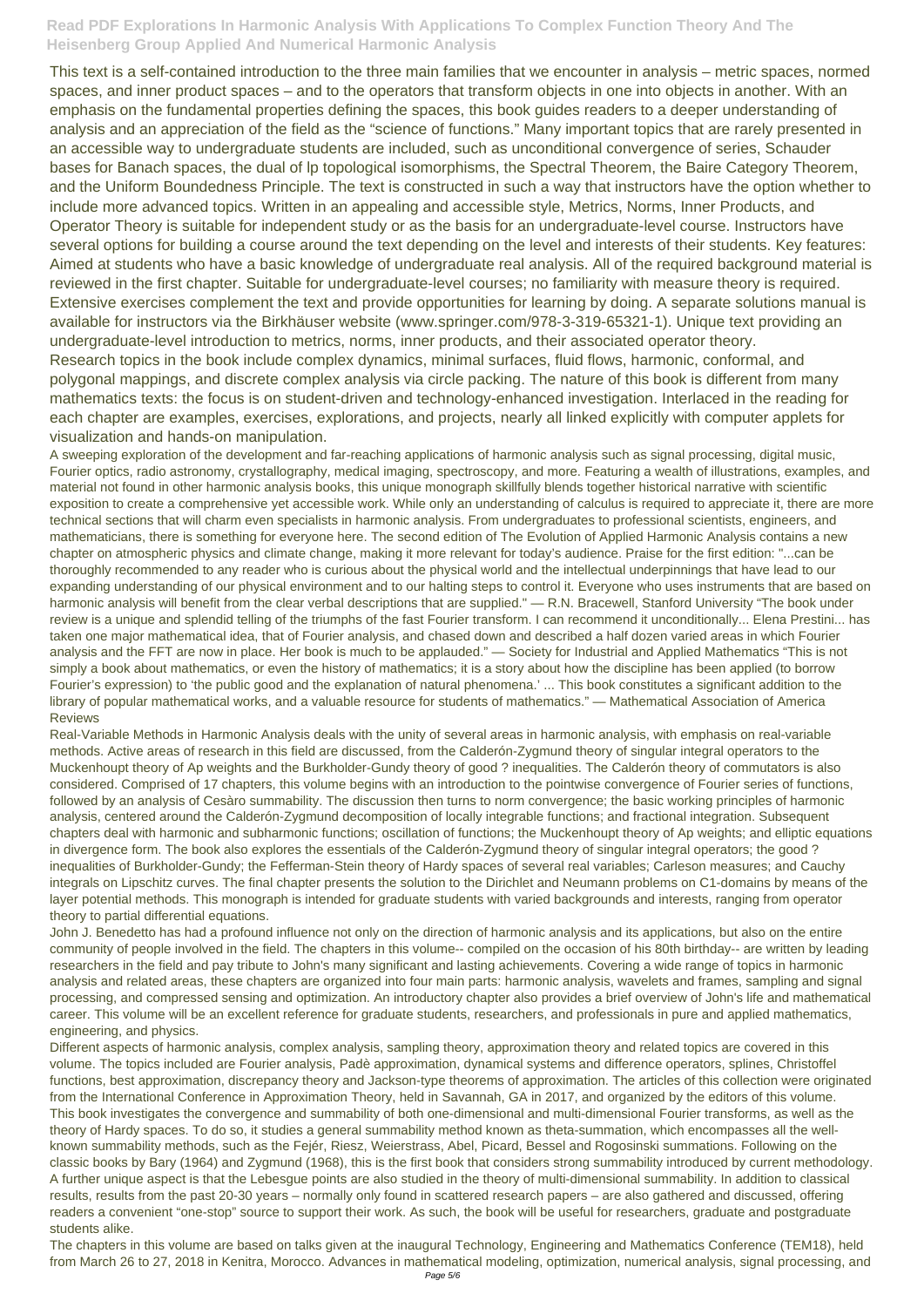This text is a self-contained introduction to the three main families that we encounter in analysis – metric spaces, normed spaces, and inner product spaces – and to the operators that transform objects in one into objects in another. With an emphasis on the fundamental properties defining the spaces, this book guides readers to a deeper understanding of analysis and an appreciation of the field as the "science of functions." Many important topics that are rarely presented in an accessible way to undergraduate students are included, such as unconditional convergence of series, Schauder bases for Banach spaces, the dual of lp topological isomorphisms, the Spectral Theorem, the Baire Category Theorem, and the Uniform Boundedness Principle. The text is constructed in such a way that instructors have the option whether to include more advanced topics. Written in an appealing and accessible style, Metrics, Norms, Inner Products, and Operator Theory is suitable for independent study or as the basis for an undergraduate-level course. Instructors have several options for building a course around the text depending on the level and interests of their students. Key features: Aimed at students who have a basic knowledge of undergraduate real analysis. All of the required background material is reviewed in the first chapter. Suitable for undergraduate-level courses; no familiarity with measure theory is required. Extensive exercises complement the text and provide opportunities for learning by doing. A separate solutions manual is available for instructors via the Birkhäuser website (www.springer.com/978-3-319-65321-1). Unique text providing an undergraduate-level introduction to metrics, norms, inner products, and their associated operator theory.

Research topics in the book include complex dynamics, minimal surfaces, fluid flows, harmonic, conformal, and polygonal mappings, and discrete complex analysis via circle packing. The nature of this book is different from many mathematics texts: the focus is on student-driven and technology-enhanced investigation. Interlaced in the reading for each chapter are examples, exercises, explorations, and projects, nearly all linked explicitly with computer applets for visualization and hands-on manipulation.

A sweeping exploration of the development and far-reaching applications of harmonic analysis such as signal processing, digital music, Fourier optics, radio astronomy, crystallography, medical imaging, spectroscopy, and more. Featuring a wealth of illustrations, examples, and material not found in other harmonic analysis books, this unique monograph skillfully blends together historical narrative with scientific exposition to create a comprehensive yet accessible work. While only an understanding of calculus is required to appreciate it, there are more technical sections that will charm even specialists in harmonic analysis. From undergraduates to professional scientists, engineers, and mathematicians, there is something for everyone here. The second edition of The Evolution of Applied Harmonic Analysis contains a new chapter on atmospheric physics and climate change, making it more relevant for today's audience. Praise for the first edition: "...can be thoroughly recommended to any reader who is curious about the physical world and the intellectual underpinnings that have lead to our expanding understanding of our physical environment and to our halting steps to control it. Everyone who uses instruments that are based on harmonic analysis will benefit from the clear verbal descriptions that are supplied." — R.N. Bracewell, Stanford University "The book under review is a unique and splendid telling of the triumphs of the fast Fourier transform. I can recommend it unconditionally... Elena Prestini... has taken one major mathematical idea, that of Fourier analysis, and chased down and described a half dozen varied areas in which Fourier analysis and the FFT are now in place. Her book is much to be applauded." — Society for Industrial and Applied Mathematics "This is not simply a book about mathematics, or even the history of mathematics; it is a story about how the discipline has been applied (to borrow Fourier's expression) to 'the public good and the explanation of natural phenomena.' ... This book constitutes a significant addition to the library of popular mathematical works, and a valuable resource for students of mathematics." — Mathematical Association of America Reviews

Real-Variable Methods in Harmonic Analysis deals with the unity of several areas in harmonic analysis, with emphasis on real-variable methods. Active areas of research in this field are discussed, from the Calderón-Zygmund theory of singular integral operators to the Muckenhoupt theory of Ap weights and the Burkholder-Gundy theory of good ? inequalities. The Calderón theory of commutators is also considered. Comprised of 17 chapters, this volume begins with an introduction to the pointwise convergence of Fourier series of functions, followed by an analysis of Cesàro summability. The discussion then turns to norm convergence; the basic working principles of harmonic analysis, centered around the Calderón-Zygmund decomposition of locally integrable functions; and fractional integration. Subsequent chapters deal with harmonic and subharmonic functions; oscillation of functions; the Muckenhoupt theory of Ap weights; and elliptic equations in divergence form. The book also explores the essentials of the Calderón-Zygmund theory of singular integral operators; the good ? inequalities of Burkholder-Gundy; the Fefferman-Stein theory of Hardy spaces of several real variables; Carleson measures; and Cauchy integrals on Lipschitz curves. The final chapter presents the solution to the Dirichlet and Neumann problems on C1-domains by means of the layer potential methods. This monograph is intended for graduate students with varied backgrounds and interests, ranging from operator theory to partial differential equations.

John J. Benedetto has had a profound influence not only on the direction of harmonic analysis and its applications, but also on the entire community of people involved in the field. The chapters in this volume-- compiled on the occasion of his 80th birthday-- are written by leading researchers in the field and pay tribute to John's many significant and lasting achievements. Covering a wide range of topics in harmonic analysis and related areas, these chapters are organized into four main parts: harmonic analysis, wavelets and frames, sampling and signal processing, and compressed sensing and optimization. An introductory chapter also provides a brief overview of John's life and mathematical career. This volume will be an excellent reference for graduate students, researchers, and professionals in pure and applied mathematics, engineering, and physics.

Different aspects of harmonic analysis, complex analysis, sampling theory, approximation theory and related topics are covered in this volume. The topics included are Fourier analysis, Padè approximation, dynamical systems and difference operators, splines, Christoffel functions, best approximation, discrepancy theory and Jackson-type theorems of approximation. The articles of this collection were originated from the International Conference in Approximation Theory, held in Savannah, GA in 2017, and organized by the editors of this volume.

This book investigates the convergence and summability of both one-dimensional and multi-dimensional Fourier transforms, as well as the theory of Hardy spaces. To do so, it studies a general summability method known as theta-summation, which encompasses all the well-known summability methods, such as the Fejér, Riesz, Weierstrass, Abel, Picard, Bessel and Rogosinski summations. Following on the classic books by Bary (1964) and Zygmund (1968), this is the first book that considers strong summability introduced by current methodology. A further unique aspect is that the Lebesgue points are also studied in the theory of multi-dimensional summability. In addition to classical results, results from the past 20-30 years – normally only found in scattered research papers – are also gathered and discussed, offering readers a convenient "one-stop" source to support their work. As such, the book will be useful for researchers, graduate and postgraduate students alike.

The chapters in this volume are based on talks given at the inaugural Technology, Engineering and Mathematics Conference (TEM18), held from March 26 to 27, 2018 in Kenitra, Morocco. Advances in mathematical modeling, optimization, numerical analysis, signal processing, and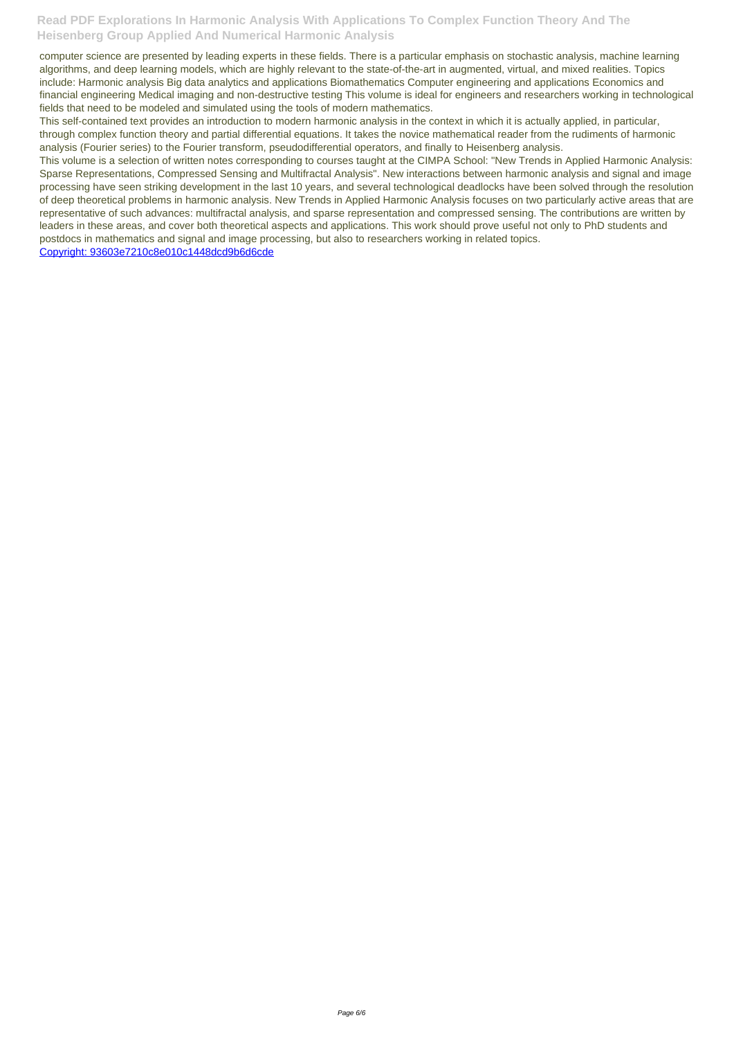computer science are presented by leading experts in these fields. There is a particular emphasis on stochastic analysis, machine learning algorithms, and deep learning models, which are highly relevant to the state-of-the-art in augmented, virtual, and mixed realities. Topics include: Harmonic analysis Big data analytics and applications Biomathematics Computer engineering and applications Economics and financial engineering Medical imaging and non-destructive testing This volume is ideal for engineers and researchers working in technological fields that need to be modeled and simulated using the tools of modern mathematics.

This self-contained text provides an introduction to modern harmonic analysis in the context in which it is actually applied, in particular, through complex function theory and partial differential equations. It takes the novice mathematical reader from the rudiments of harmonic analysis (Fourier series) to the Fourier transform, pseudodifferential operators, and finally to Heisenberg analysis.

This volume is a selection of written notes corresponding to courses taught at the CIMPA School: "New Trends in Applied Harmonic Analysis: Sparse Representations, Compressed Sensing and Multifractal Analysis". New interactions between harmonic analysis and signal and image processing have seen striking development in the last 10 years, and several technological deadlocks have been solved through the resolution of deep theoretical problems in harmonic analysis. New Trends in Applied Harmonic Analysis focuses on two particularly active areas that are representative of such advances: multifractal analysis, and sparse representation and compressed sensing. The contributions are written by leaders in these areas, and cover both theoretical aspects and applications. This work should prove useful not only to PhD students and postdocs in mathematics and signal and image processing, but also to researchers working in related topics.

Copyright: 93603e7210c8e010c1448dcd9b6d6cde